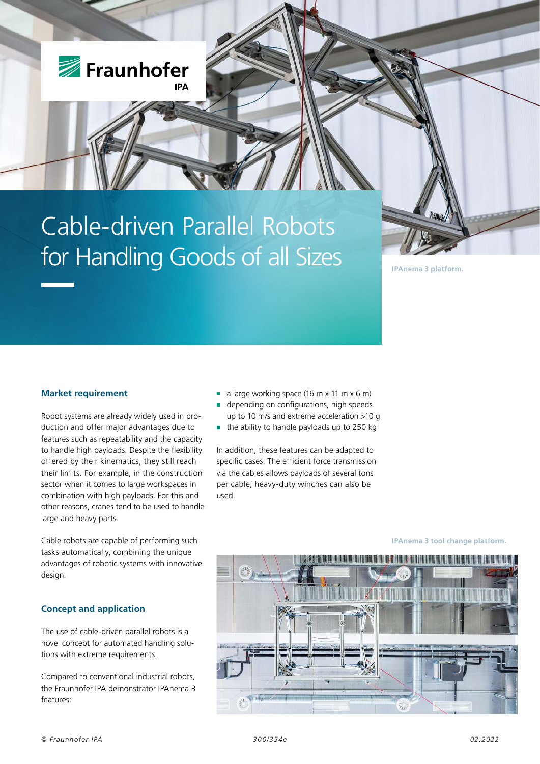# Cable-driven Parallel Robots for Handling Goods of all Sizes

IPAnema 3 platform.

## Market requirement

Robot systems are already widely used in production and offer major advantages due to features such as repeatability and the capacity to handle high payloads. Despite the flexibility offered by their kinematics, they still reach their limits. For example, in the construction sector when it comes to large workspaces in combination with high payloads. For this and other reasons, cranes tend to be used to handle large and heavy parts.

Cable robots are capable of performing such tasks automatically, combining the unique advantages of robotic systems with innovative design.

## Concept and application

The use of cable-driven parallel robots is a novel concept for automated handling solutions with extreme requirements.

Compared to conventional industrial robots, the Fraunhofer IPA demonstrator IPAnema 3 features:

- a large working space (16 m x 11 m x 6 m)
- depending on configurations, high speeds up to 10 m/s and extreme acceleration >10 g
- the ability to handle payloads up to 250 kg

In addition, these features can be adapted to specific cases: The efficient force transmission via the cables allows payloads of several tons per cable; heavy-duty winches can also be used.

IPAnema 3 tool change platform.

© Fraunhofer IPA 300/354e 02.2022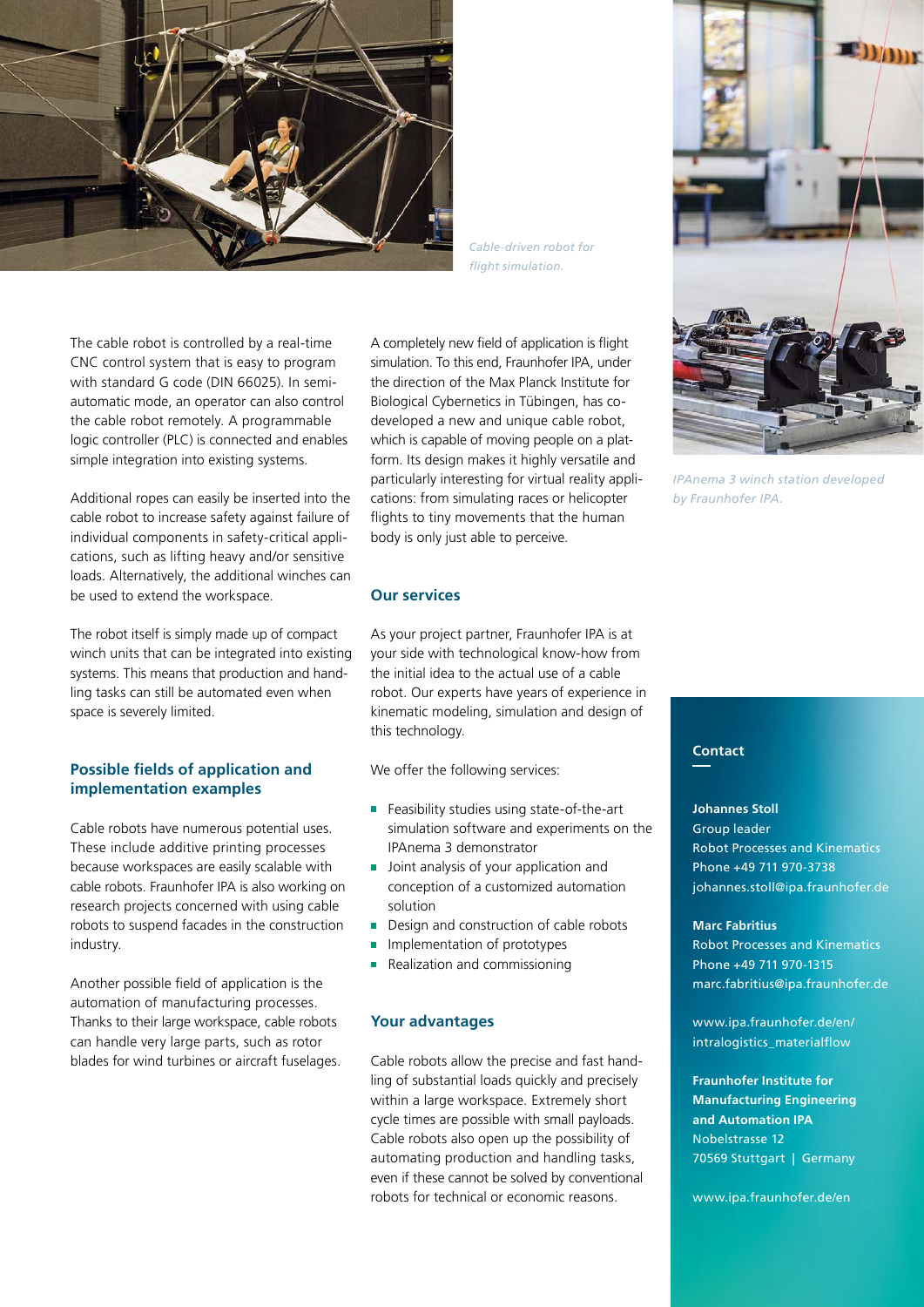*Cable-driven robot for flight simulation.*

The cable robot is controlled by a real-time CNC control system that is easy to program with standard G code (DIN 66025). In semi-automatic mode, an operator can also control the cable robot remotely. A programmable logic controller (PLC) is connected and enables simple integration into existing systems.

Additional ropes can easily be inserted into the cable robot to increase safety against failure of individual components in safety-critical applications, such as lifting heavy and/or sensitive loads. Alternatively, the additional winches can be used to extend the workspace.

The robot itself is simply made up of compact winch units that can be integrated into existing systems. This means that production and handling tasks can still be automated even when space is severely limited.

## Possible fields of application and implementation examples

Cable robots have numerous potential uses. These include additive printing processes because workspaces are easily scalable with cable robots. Fraunhofer IPA is also working on research projects concerned with using cable robots to suspend facades in the construction industry.

Another possible field of application is the automation of manufacturing processes. Thanks to their large workspace, cable robots can handle very large parts, such as rotor blades for wind turbines or aircraft fuselages.

A completely new field of application is flight simulation. To this end, Fraunhofer IPA, under the direction of the Max Planck Institute for Biological Cybernetics in Tübingen, has co-developed a new and unique cable robot, which is capable of moving people on a platform. Its design makes it highly versatile and particularly interesting for virtual reality applications: from simulating races or helicopter flights to tiny movements that the human body is only just able to perceive.

## Our services

As your project partner, Fraunhofer IPA is at your side with technological know-how from the initial idea to the actual use of a cable robot. Our experts have years of experience in kinematic modeling, simulation and design of this technology.

We offer the following services:

- Feasibility studies using state-of-the-art simulation software and experiments on the IPAnema 3 demonstrator
- Joint analysis of your application and conception of a customized automation solution
- Design and construction of cable robots
- Implementation of prototypes
- Realization and commissioning

## Your advantages

Cable robots allow the precise and fast handling of substantial loads quickly and precisely within a large workspace. Extremely short cycle times are possible with small payloads. Cable robots also open up the possibility of automating production and handling tasks, even if these cannot be solved by conventional robots for technical or economic reasons.

*IPAnema 3 winch station developed by Fraunhofer IPA.*

### Contact

**Johannes Stoll**
Group leader
Robot Processes and Kinematics
Phone +49 711 970-3738
johannes.stoll@ipa.fraunhofer.de

**Marc Fabritius**
Robot Processes and Kinematics
Phone +49 711 970-1315
marc.fabritius@ipa.fraunhofer.de

www.ipa.fraunhofer.de/en/intralogistics_materialflow

**Fraunhofer Institute for Manufacturing Engineering and Automation IPA**
Nobelstrasse 12
70569 Stuttgart | Germany

www.ipa.fraunhofer.de/en